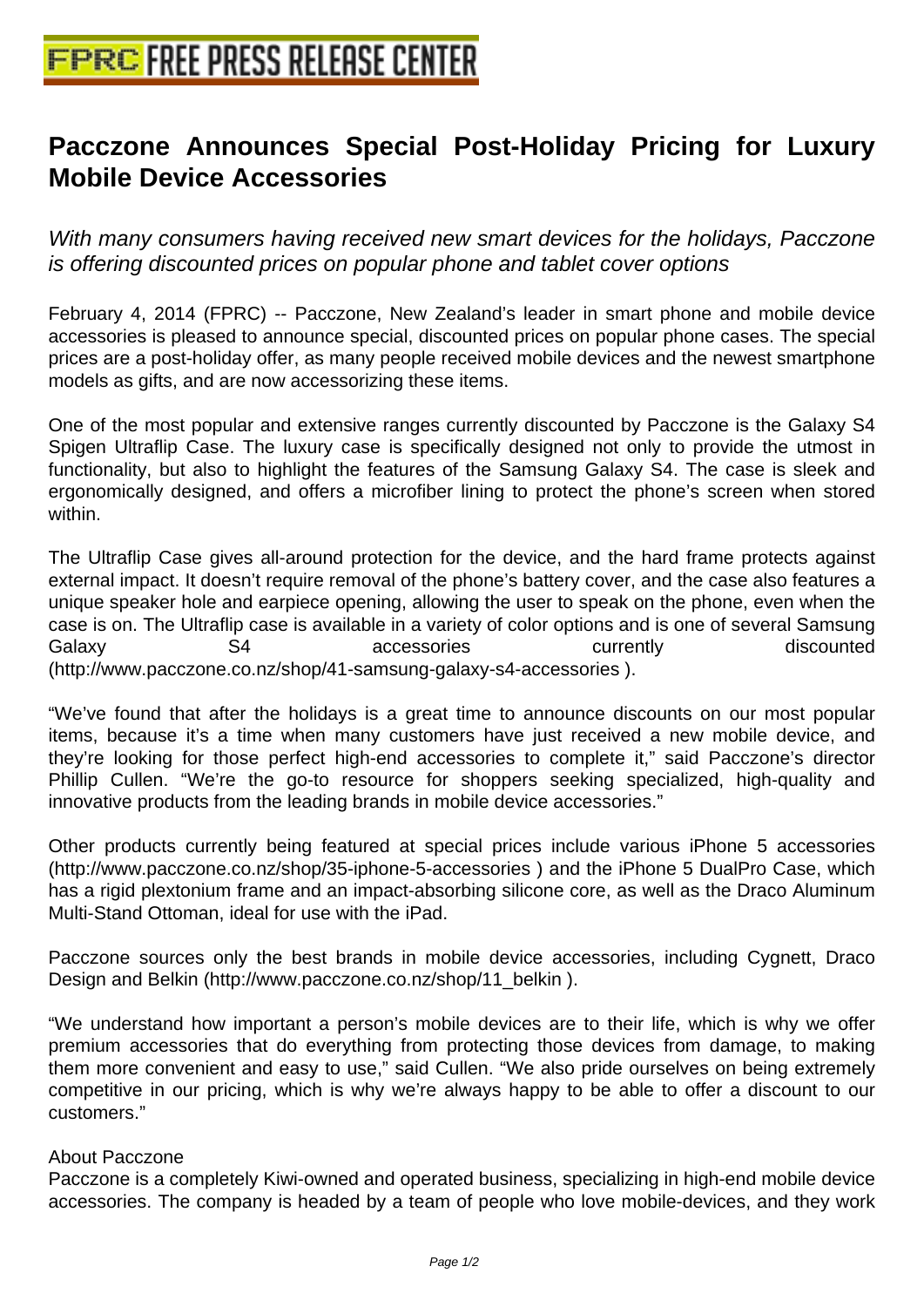# Pacczone Announces Special Post-Holiday Pricing for Luxury Mobile Device Accessories

*With many consumers having received new smart devices for the holidays, Pacczone is offering discounted prices on popular phone and tablet cover options*

February 4, 2014 (FPRC) -- Pacczone, New Zealand's leader in smart phone and mobile device accessories is pleased to announce special, discounted prices on popular phone cases. The special prices are a post-holiday offer, as many people received mobile devices and the newest smartphone models as gifts, and are now accessorizing these items.

One of the most popular and extensive ranges currently discounted by Pacczone is the Galaxy S4 Spigen Ultraflip Case. The luxury case is specifically designed not only to provide the utmost in functionality, but also to highlight the features of the Samsung Galaxy S4. The case is sleek and ergonomically designed, and offers a microfiber lining to protect the phone's screen when stored within.

The Ultraflip Case gives all-around protection for the device, and the hard frame protects against external impact. It doesn't require removal of the phone's battery cover, and the case also features a unique speaker hole and earpiece opening, allowing the user to speak on the phone, even when the case is on. The Ultraflip case is available in a variety of color options and is one of several Samsung Galaxy S4 accessories currently discounted (http://www.pacczone.co.nz/shop/41-samsung-galaxy-s4-accessories ).

"We've found that after the holidays is a great time to announce discounts on our most popular items, because it's a time when many customers have just received a new mobile device, and they're looking for those perfect high-end accessories to complete it," said Pacczone's director Phillip Cullen. "We're the go-to resource for shoppers seeking specialized, high-quality and innovative products from the leading brands in mobile device accessories."

Other products currently being featured at special prices include various iPhone 5 accessories (http://www.pacczone.co.nz/shop/35-iphone-5-accessories ) and the iPhone 5 DualPro Case, which has a rigid plextonium frame and an impact-absorbing silicone core, as well as the Draco Aluminum Multi-Stand Ottoman, ideal for use with the iPad.

Pacczone sources only the best brands in mobile device accessories, including Cygnett, Draco Design and Belkin (http://www.pacczone.co.nz/shop/11_belkin ).

"We understand how important a person's mobile devices are to their life, which is why we offer premium accessories that do everything from protecting those devices from damage, to making them more convenient and easy to use," said Cullen. "We also pride ourselves on being extremely competitive in our pricing, which is why we're always happy to be able to offer a discount to our customers."

About Pacczone
Pacczone is a completely Kiwi-owned and operated business, specializing in high-end mobile device accessories. The company is headed by a team of people who love mobile-devices, and they work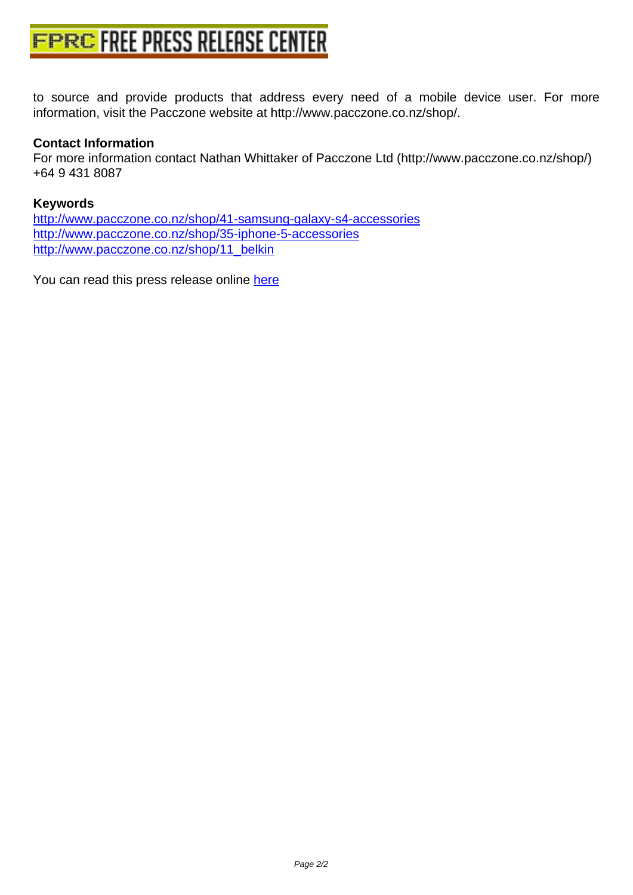to source and provide products that address every need of a mobile device user. For more information, visit the Pacczone website at http://www.pacczone.co.nz/shop/.

**Contact Information**
For more information contact Nathan Whittaker of Pacczone Ltd (http://www.pacczone.co.nz/shop/)
+64 9 431 8087

**Keywords**
http://www.pacczone.co.nz/shop/41-samsung-galaxy-s4-accessories
http://www.pacczone.co.nz/shop/35-iphone-5-accessories
http://www.pacczone.co.nz/shop/11_belkin

You can read this press release online here